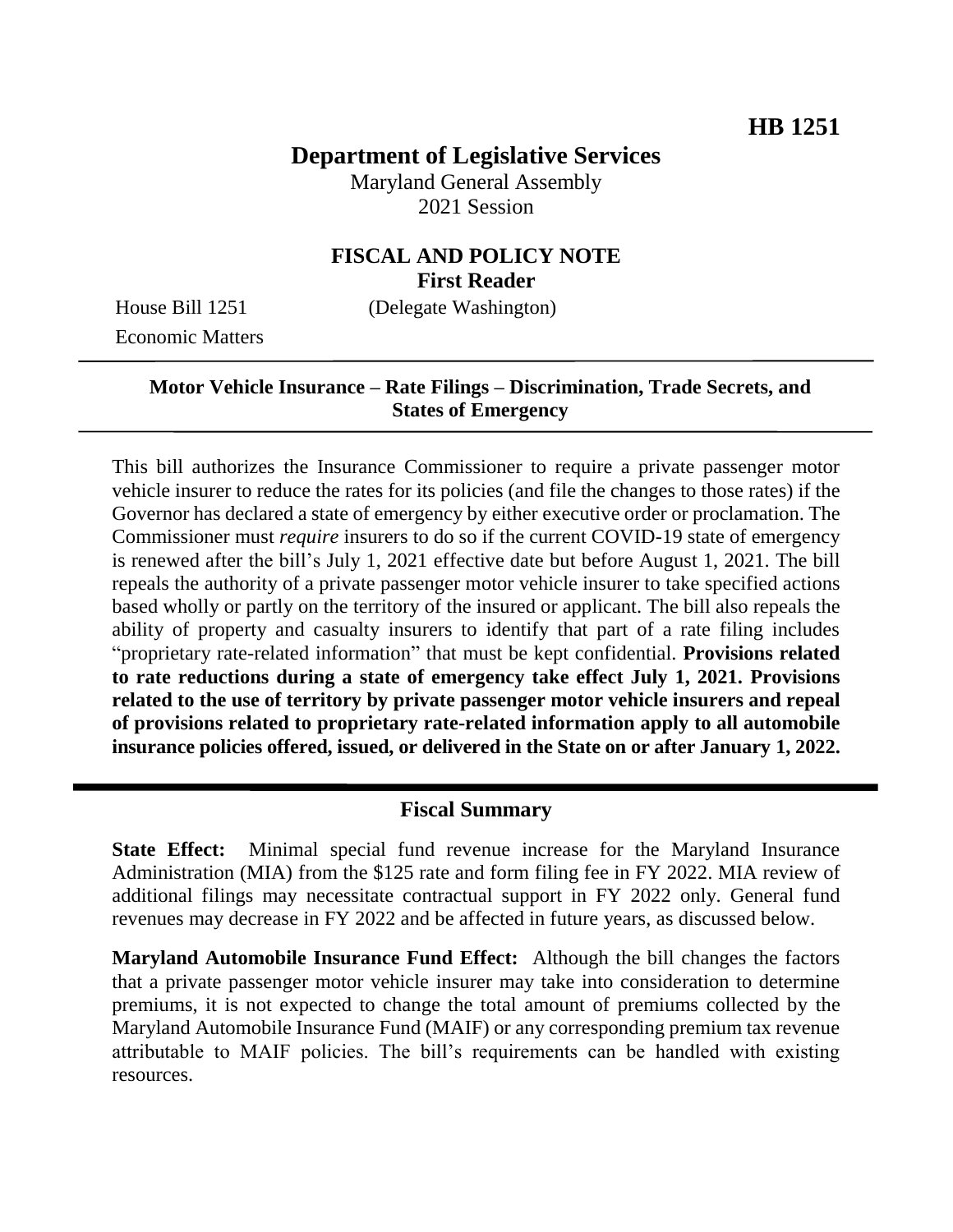**HB 1251**

# Department of Legislative Services

Maryland General Assembly
2021 Session

## FISCAL AND POLICY NOTE
**First Reader**

House Bill 1251 (Delegate Washington)
Economic Matters

### Motor Vehicle Insurance – Rate Filings – Discrimination, Trade Secrets, and States of Emergency

This bill authorizes the Insurance Commissioner to require a private passenger motor vehicle insurer to reduce the rates for its policies (and file the changes to those rates) if the Governor has declared a state of emergency by either executive order or proclamation. The Commissioner must *require* insurers to do so if the current COVID-19 state of emergency is renewed after the bill's July 1, 2021 effective date but before August 1, 2021. The bill repeals the authority of a private passenger motor vehicle insurer to take specified actions based wholly or partly on the territory of the insured or applicant. The bill also repeals the ability of property and casualty insurers to identify that part of a rate filing includes "proprietary rate-related information" that must be kept confidential. **Provisions related to rate reductions during a state of emergency take effect July 1, 2021. Provisions related to the use of territory by private passenger motor vehicle insurers and repeal of provisions related to proprietary rate-related information apply to all automobile insurance policies offered, issued, or delivered in the State on or after January 1, 2022.**

## Fiscal Summary

**State Effect:** Minimal special fund revenue increase for the Maryland Insurance Administration (MIA) from the $125 rate and form filing fee in FY 2022. MIA review of additional filings may necessitate contractual support in FY 2022 only. General fund revenues may decrease in FY 2022 and be affected in future years, as discussed below.

**Maryland Automobile Insurance Fund Effect:** Although the bill changes the factors that a private passenger motor vehicle insurer may take into consideration to determine premiums, it is not expected to change the total amount of premiums collected by the Maryland Automobile Insurance Fund (MAIF) or any corresponding premium tax revenue attributable to MAIF policies. The bill's requirements can be handled with existing resources.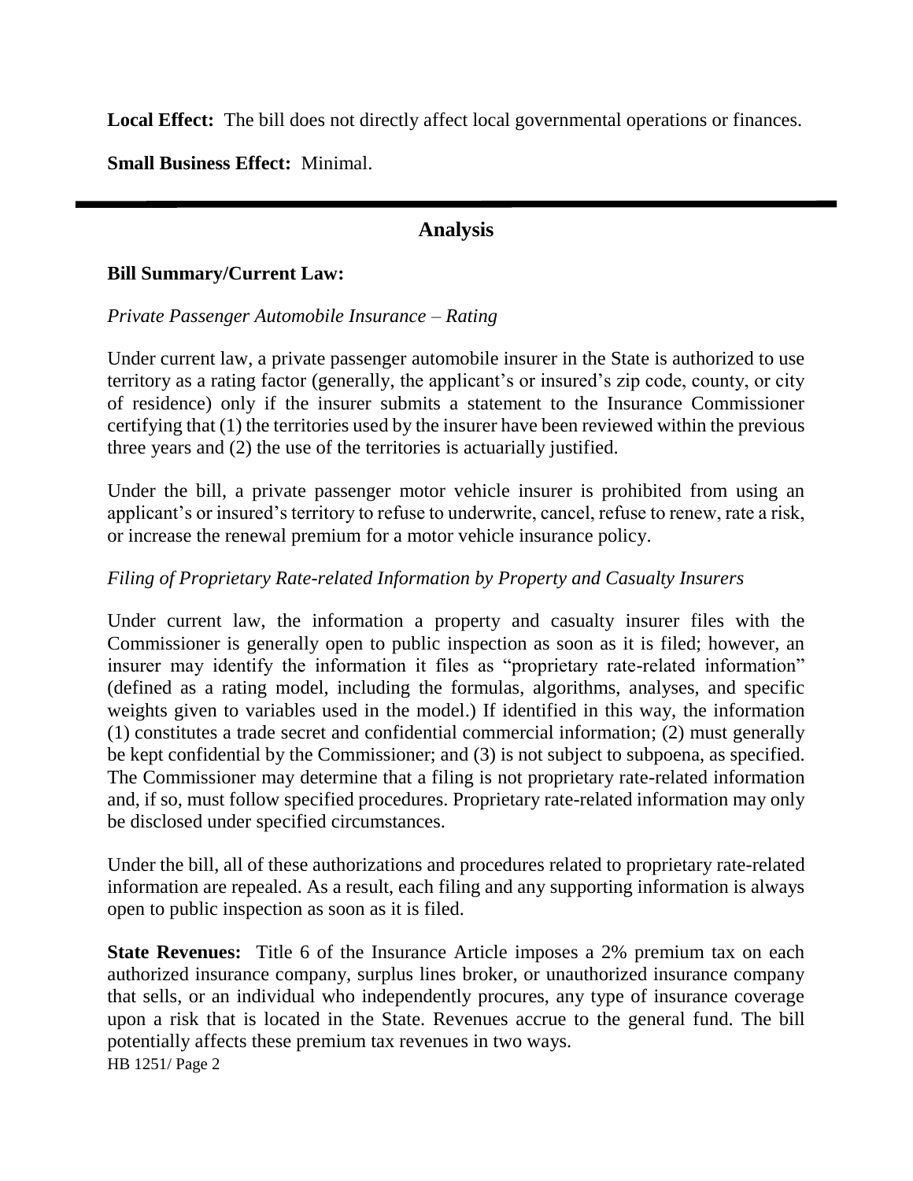**Local Effect:** The bill does not directly affect local governmental operations or finances.

**Small Business Effect:** Minimal.

## Analysis

### Bill Summary/Current Law:

*Private Passenger Automobile Insurance – Rating*

Under current law, a private passenger automobile insurer in the State is authorized to use territory as a rating factor (generally, the applicant's or insured's zip code, county, or city of residence) only if the insurer submits a statement to the Insurance Commissioner certifying that (1) the territories used by the insurer have been reviewed within the previous three years and (2) the use of the territories is actuarially justified.

Under the bill, a private passenger motor vehicle insurer is prohibited from using an applicant's or insured's territory to refuse to underwrite, cancel, refuse to renew, rate a risk, or increase the renewal premium for a motor vehicle insurance policy.

*Filing of Proprietary Rate-related Information by Property and Casualty Insurers*

Under current law, the information a property and casualty insurer files with the Commissioner is generally open to public inspection as soon as it is filed; however, an insurer may identify the information it files as "proprietary rate-related information" (defined as a rating model, including the formulas, algorithms, analyses, and specific weights given to variables used in the model.) If identified in this way, the information (1) constitutes a trade secret and confidential commercial information; (2) must generally be kept confidential by the Commissioner; and (3) is not subject to subpoena, as specified. The Commissioner may determine that a filing is not proprietary rate-related information and, if so, must follow specified procedures. Proprietary rate-related information may only be disclosed under specified circumstances.

Under the bill, all of these authorizations and procedures related to proprietary rate-related information are repealed. As a result, each filing and any supporting information is always open to public inspection as soon as it is filed.

**State Revenues:** Title 6 of the Insurance Article imposes a 2% premium tax on each authorized insurance company, surplus lines broker, or unauthorized insurance company that sells, or an individual who independently procures, any type of insurance coverage upon a risk that is located in the State. Revenues accrue to the general fund. The bill potentially affects these premium tax revenues in two ways.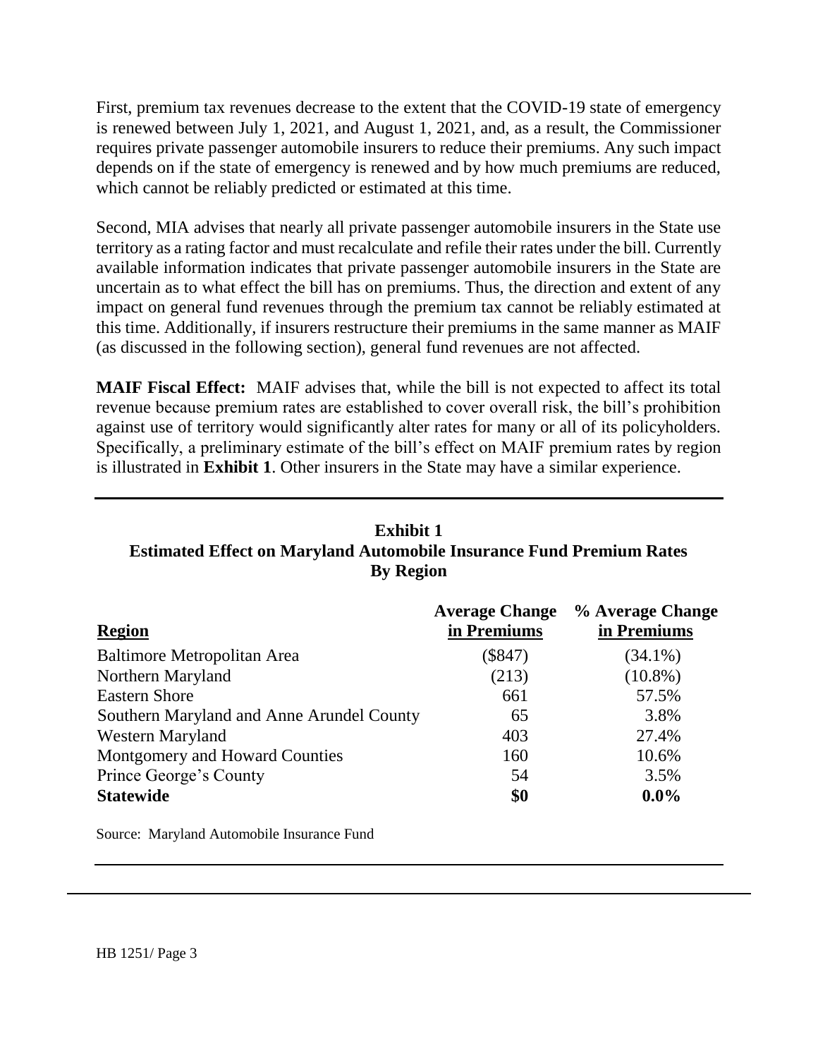First, premium tax revenues decrease to the extent that the COVID-19 state of emergency is renewed between July 1, 2021, and August 1, 2021, and, as a result, the Commissioner requires private passenger automobile insurers to reduce their premiums. Any such impact depends on if the state of emergency is renewed and by how much premiums are reduced, which cannot be reliably predicted or estimated at this time.

Second, MIA advises that nearly all private passenger automobile insurers in the State use territory as a rating factor and must recalculate and refile their rates under the bill. Currently available information indicates that private passenger automobile insurers in the State are uncertain as to what effect the bill has on premiums. Thus, the direction and extent of any impact on general fund revenues through the premium tax cannot be reliably estimated at this time. Additionally, if insurers restructure their premiums in the same manner as MAIF (as discussed in the following section), general fund revenues are not affected.

**MAIF Fiscal Effect:** MAIF advises that, while the bill is not expected to affect its total revenue because premium rates are established to cover overall risk, the bill's prohibition against use of territory would significantly alter rates for many or all of its policyholders. Specifically, a preliminary estimate of the bill's effect on MAIF premium rates by region is illustrated in **Exhibit 1**. Other insurers in the State may have a similar experience.

**Exhibit 1**
**Estimated Effect on Maryland Automobile Insurance Fund Premium Rates By Region**

| Region | Average Change in Premiums | % Average Change in Premiums |
|---|---|---|
| Baltimore Metropolitan Area | ($847) | (34.1%) |
| Northern Maryland | (213) | (10.8%) |
| Eastern Shore | 661 | 57.5% |
| Southern Maryland and Anne Arundel County | 65 | 3.8% |
| Western Maryland | 403 | 27.4% |
| Montgomery and Howard Counties | 160 | 10.6% |
| Prince George's County | 54 | 3.5% |
| **Statewide** | **$0** | **0.0%** |

Source: Maryland Automobile Insurance Fund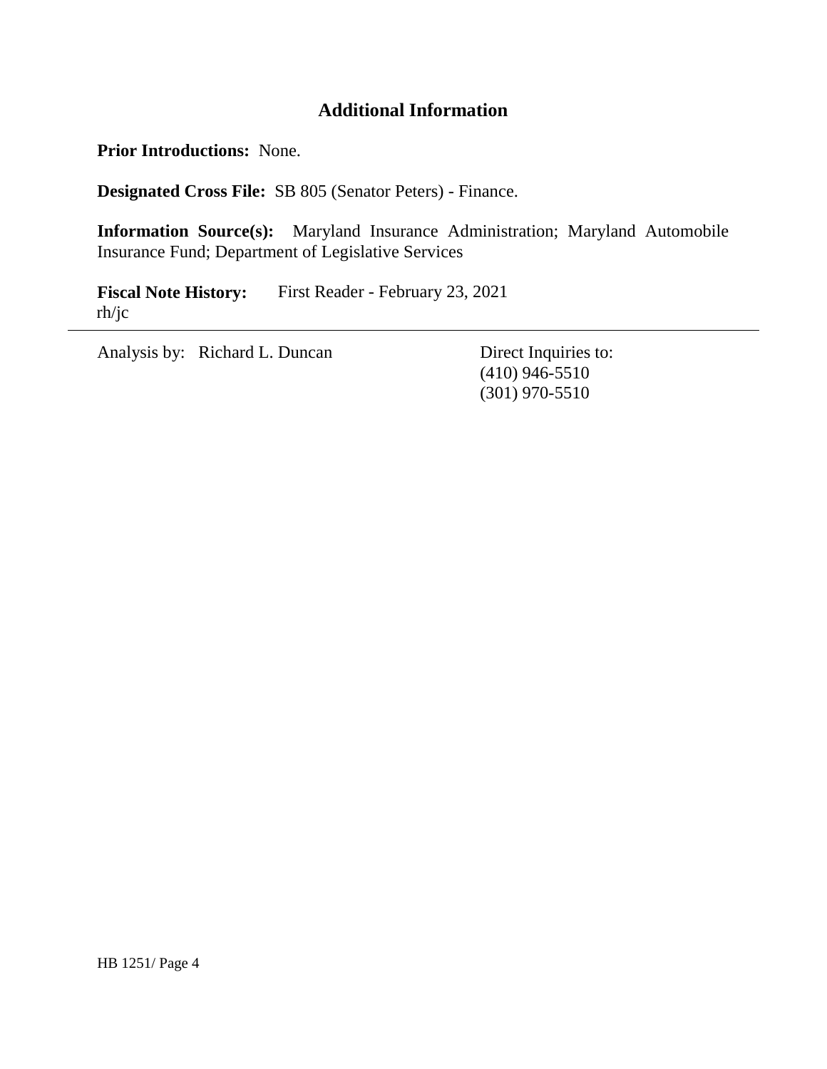## Additional Information

**Prior Introductions:** None.

**Designated Cross File:** SB 805 (Senator Peters) - Finance.

**Information Source(s):** Maryland Insurance Administration; Maryland Automobile Insurance Fund; Department of Legislative Services

**Fiscal Note History:** First Reader - February 23, 2021
rh/jc

---

Analysis by: Richard L. Duncan

Direct Inquiries to:
(410) 946-5510
(301) 970-5510